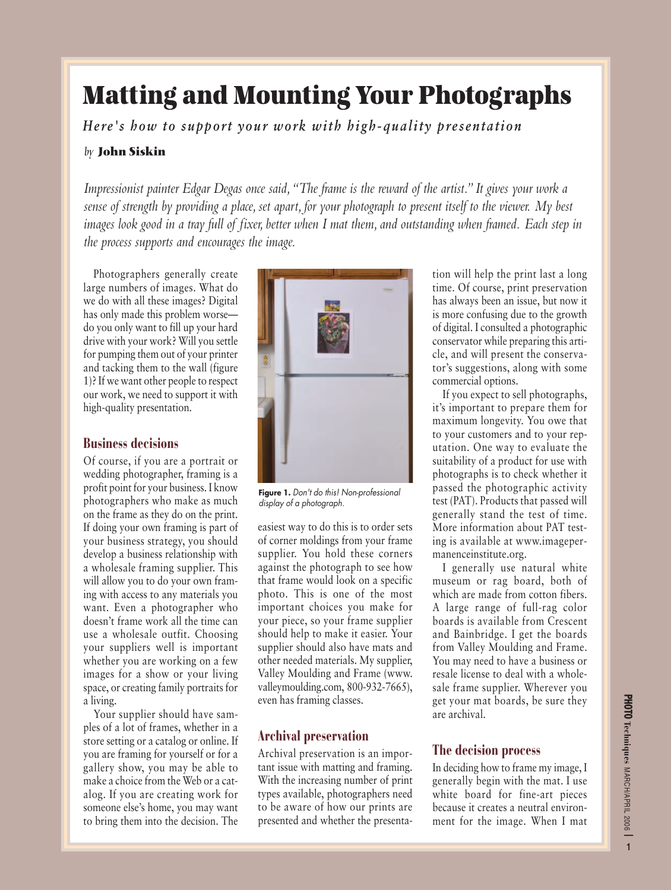# Matting and Mounting Your Photographs

*Here's how to support your work with high-quality presentation*

*by* **John Siskin**

*Impressionist painter Edgar Degas once said, "The frame is the reward of the artist." It gives your work a sense of strength by providing a place, set apart, for your photograph to present itself to the viewer. My best images look good in a tray full of fixer, better when I mat them, and outstanding when framed. Each step in the process supports and encourages the image.*

Photographers generally create large numbers of images. What do we do with all these images? Digital has only made this problem worse—do you only want to fill up your hard drive with your work? Will you settle for pumping them out of your printer and tacking them to the wall (figure 1)? If we want other people to respect our work, we need to support it with high-quality presentation.

## Business decisions

Of course, if you are a portrait or wedding photographer, framing is a profit point for your business. I know photographers who make as much on the frame as they do on the print. If doing your own framing is part of your business strategy, you should develop a business relationship with a wholesale framing supplier. This will allow you to do your own framing with access to any materials you want. Even a photographer who doesn't frame work all the time can use a wholesale outfit. Choosing your suppliers well is important whether you are working on a few images for a show or your living space, or creating family portraits for a living.

Your supplier should have samples of a lot of frames, whether in a store setting or a catalog or online. If you are framing for yourself or for a gallery show, you may be able to make a choice from the Web or a catalog. If you are creating work for someone else's home, you may want to bring them into the decision. The easiest way to do this is to order sets of corner moldings from your frame supplier. You hold these corners against the photograph to see how that frame would look on a specific photo. This is one of the most important choices you make for your piece, so your frame supplier should help to make it easier. Your supplier should also have mats and other needed materials. My supplier, Valley Moulding and Frame (www.valleymoulding.com, 800-932-7665), even has framing classes.

**Figure 1.** *Don't do this! Non-professional display of a photograph.*

## Archival preservation

Archival preservation is an important issue with matting and framing. With the increasing number of print types available, photographers need to be aware of how our prints are presented and whether the presentation will help the print last a long time. Of course, print preservation has always been an issue, but now it is more confusing due to the growth of digital. I consulted a photographic conservator while preparing this article, and will present the conservator's suggestions, along with some commercial options.

If you expect to sell photographs, it's important to prepare them for maximum longevity. You owe that to your customers and to your reputation. One way to evaluate the suitability of a product for use with photographs is to check whether it passed the photographic activity test (PAT). Products that passed will generally stand the test of time. More information about PAT testing is available at www.imagepermanenceinstitute.org.

I generally use natural white museum or rag board, both of which are made from cotton fibers. A large range of full-rag color boards is available from Crescent and Bainbridge. I get the boards from Valley Moulding and Frame. You may need to have a business or resale license to deal with a wholesale frame supplier. Wherever you get your mat boards, be sure they are archival.

## The decision process

In deciding how to frame my image, I generally begin with the mat. I use white board for fine-art pieces because it creates a neutral environment for the image. When I mat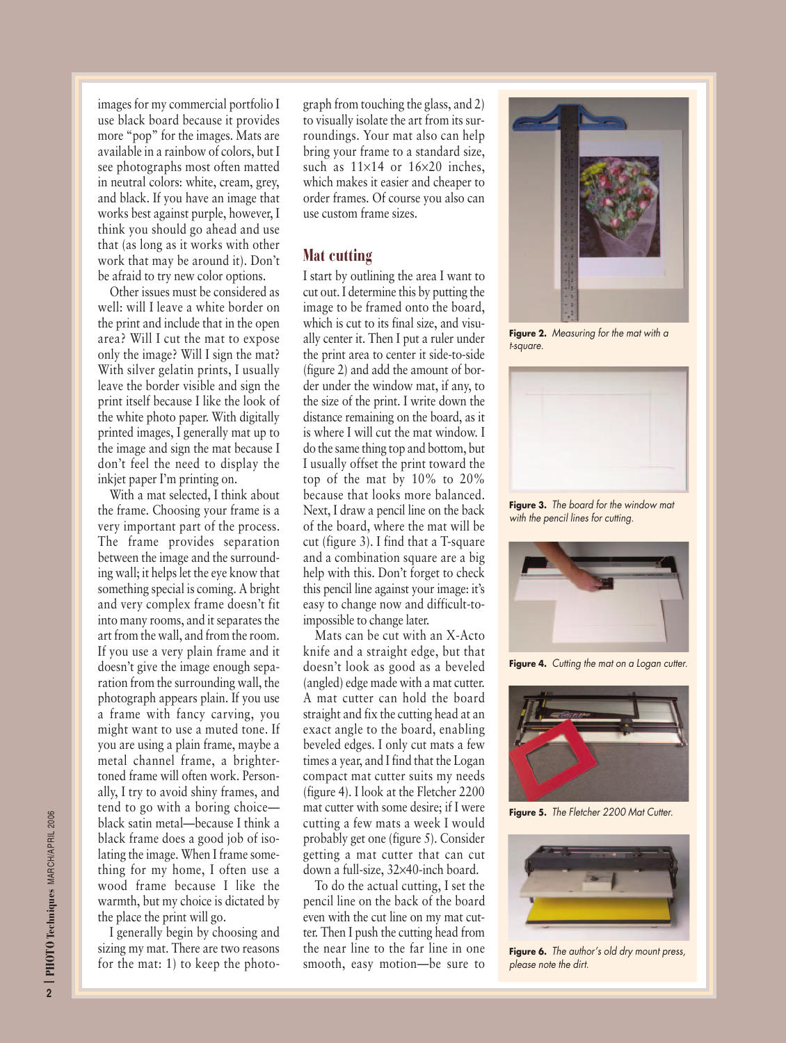images for my commercial portfolio I use black board because it provides more "pop" for the images. Mats are available in a rainbow of colors, but I see photographs most often matted in neutral colors: white, cream, grey, and black. If you have an image that works best against purple, however, I think you should go ahead and use that (as long as it works with other work that may be around it). Don't be afraid to try new color options.

Other issues must be considered as well: will I leave a white border on the print and include that in the open area? Will I cut the mat to expose only the image? Will I sign the mat? With silver gelatin prints, I usually leave the border visible and sign the print itself because I like the look of the white photo paper. With digitally printed images, I generally mat up to the image and sign the mat because I don't feel the need to display the inkjet paper I'm printing on.

With a mat selected, I think about the frame. Choosing your frame is a very important part of the process. The frame provides separation between the image and the surrounding wall; it helps let the eye know that something special is coming. A bright and very complex frame doesn't fit into many rooms, and it separates the art from the wall, and from the room. If you use a very plain frame and it doesn't give the image enough separation from the surrounding wall, the photograph appears plain. If you use a frame with fancy carving, you might want to use a muted tone. If you are using a plain frame, maybe a metal channel frame, a brighter-toned frame will often work. Personally, I try to avoid shiny frames, and tend to go with a boring choice—black satin metal—because I think a black frame does a good job of isolating the image. When I frame something for my home, I often use a wood frame because I like the warmth, but my choice is dictated by the place the print will go.

I generally begin by choosing and sizing my mat. There are two reasons for the mat: 1) to keep the photograph from touching the glass, and 2) to visually isolate the art from its surroundings. Your mat also can help bring your frame to a standard size, such as 11×14 or 16×20 inches, which makes it easier and cheaper to order frames. Of course you also can use custom frame sizes.

## Mat cutting

I start by outlining the area I want to cut out. I determine this by putting the image to be framed onto the board, which is cut to its final size, and visually center it. Then I put a ruler under the print area to center it side-to-side (figure 2) and add the amount of border under the window mat, if any, to the size of the print. I write down the distance remaining on the board, as it is where I will cut the mat window. I do the same thing top and bottom, but I usually offset the print toward the top of the mat by 10% to 20% because that looks more balanced. Next, I draw a pencil line on the back of the board, where the mat will be cut (figure 3). I find that a T-square and a combination square are a big help with this. Don't forget to check this pencil line against your image: it's easy to change now and difficult-to-impossible to change later.

Mats can be cut with an X-Acto knife and a straight edge, but that doesn't look as good as a beveled (angled) edge made with a mat cutter. A mat cutter can hold the board straight and fix the cutting head at an exact angle to the board, enabling beveled edges. I only cut mats a few times a year, and I find that the Logan compact mat cutter suits my needs (figure 4). I look at the Fletcher 2200 mat cutter with some desire; if I were cutting a few mats a week I would probably get one (figure 5). Consider getting a mat cutter that can cut down a full-size, 32×40-inch board.

To do the actual cutting, I set the pencil line on the back of the board even with the cut line on my mat cutter. Then I push the cutting head from the near line to the far line in one smooth, easy motion—be sure to

**Figure 2.** *Measuring for the mat with a t-square.*

**Figure 3.** *The board for the window mat with the pencil lines for cutting.*

**Figure 4.** *Cutting the mat on a Logan cutter.*

**Figure 5.** *The Fletcher 2200 Mat Cutter.*

**Figure 6.** *The author's old dry mount press, please note the dirt.*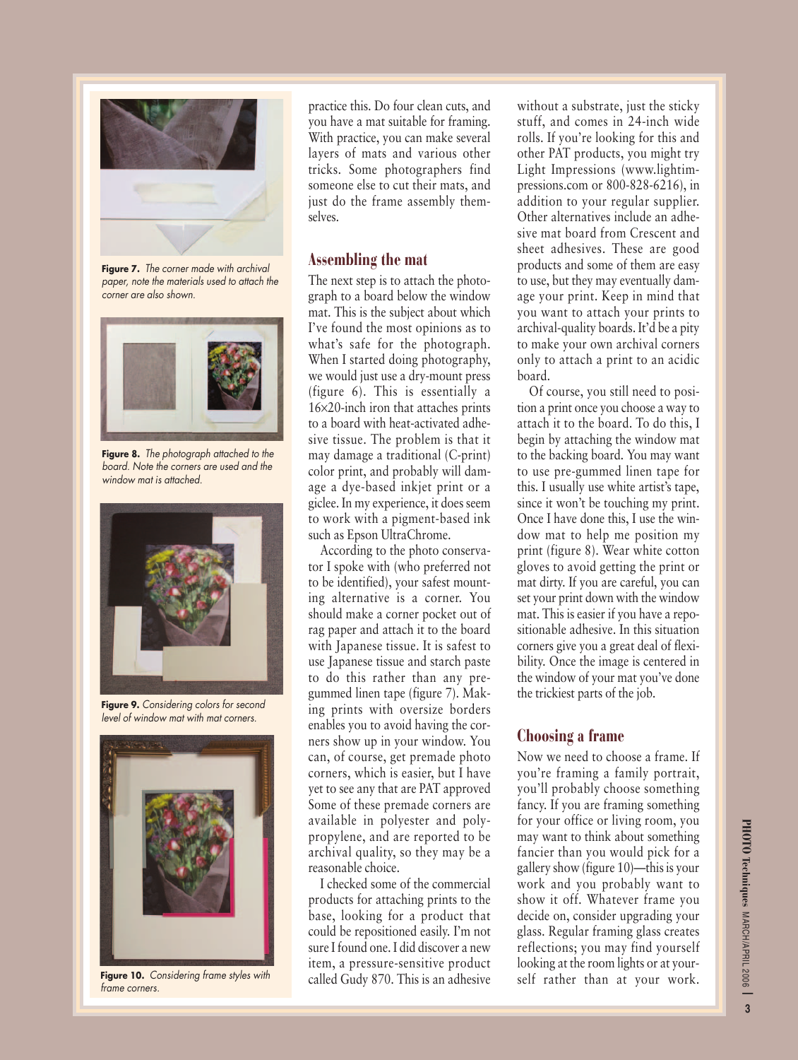**Figure 7.** *The corner made with archival paper, note the materials used to attach the corner are also shown.*

**Figure 8.** *The photograph attached to the board. Note the corners are used and the window mat is attached.*

**Figure 9.** *Considering colors for second level of window mat with mat corners.*

**Figure 10.** *Considering frame styles with frame corners.*

practice this. Do four clean cuts, and you have a mat suitable for framing. With practice, you can make several layers of mats and various other tricks. Some photographers find someone else to cut their mats, and just do the frame assembly themselves.

## Assembling the mat

The next step is to attach the photograph to a board below the window mat. This is the subject about which I've found the most opinions as to what's safe for the photograph. When I started doing photography, we would just use a dry-mount press (figure 6). This is essentially a 16×20-inch iron that attaches prints to a board with heat-activated adhesive tissue. The problem is that it may damage a traditional (C-print) color print, and probably will damage a dye-based inkjet print or a giclee. In my experience, it does seem to work with a pigment-based ink such as Epson UltraChrome.

According to the photo conservator I spoke with (who preferred not to be identified), your safest mounting alternative is a corner. You should make a corner pocket out of rag paper and attach it to the board with Japanese tissue. It is safest to use Japanese tissue and starch paste to do this rather than any pre-gummed linen tape (figure 7). Making prints with oversize borders enables you to avoid having the corners show up in your window. You can, of course, get premade photo corners, which is easier, but I have yet to see any that are PAT approved Some of these premade corners are available in polyester and polypropylene, and are reported to be archival quality, so they may be a reasonable choice.

I checked some of the commercial products for attaching prints to the base, looking for a product that could be repositioned easily. I'm not sure I found one. I did discover a new item, a pressure-sensitive product called Gudy 870. This is an adhesive without a substrate, just the sticky stuff, and comes in 24-inch wide rolls. If you're looking for this and other PAT products, you might try Light Impressions (www.lightimpressions.com or 800-828-6216), in addition to your regular supplier. Other alternatives include an adhesive mat board from Crescent and sheet adhesives. These are good products and some of them are easy to use, but they may eventually damage your print. Keep in mind that you want to attach your prints to archival-quality boards. It'd be a pity to make your own archival corners only to attach a print to an acidic board.

Of course, you still need to position a print once you choose a way to attach it to the board. To do this, I begin by attaching the window mat to the backing board. You may want to use pre-gummed linen tape for this. I usually use white artist's tape, since it won't be touching my print. Once I have done this, I use the window mat to help me position my print (figure 8). Wear white cotton gloves to avoid getting the print or mat dirty. If you are careful, you can set your print down with the window mat. This is easier if you have a repositionable adhesive. In this situation corners give you a great deal of flexibility. Once the image is centered in the window of your mat you've done the trickiest parts of the job.

## Choosing a frame

Now we need to choose a frame. If you're framing a family portrait, you'll probably choose something fancy. If you are framing something for your office or living room, you may want to think about something fancier than you would pick for a gallery show (figure 10)—this is your work and you probably want to show it off. Whatever frame you decide on, consider upgrading your glass. Regular framing glass creates reflections; you may find yourself looking at the room lights or at yourself rather than at your work.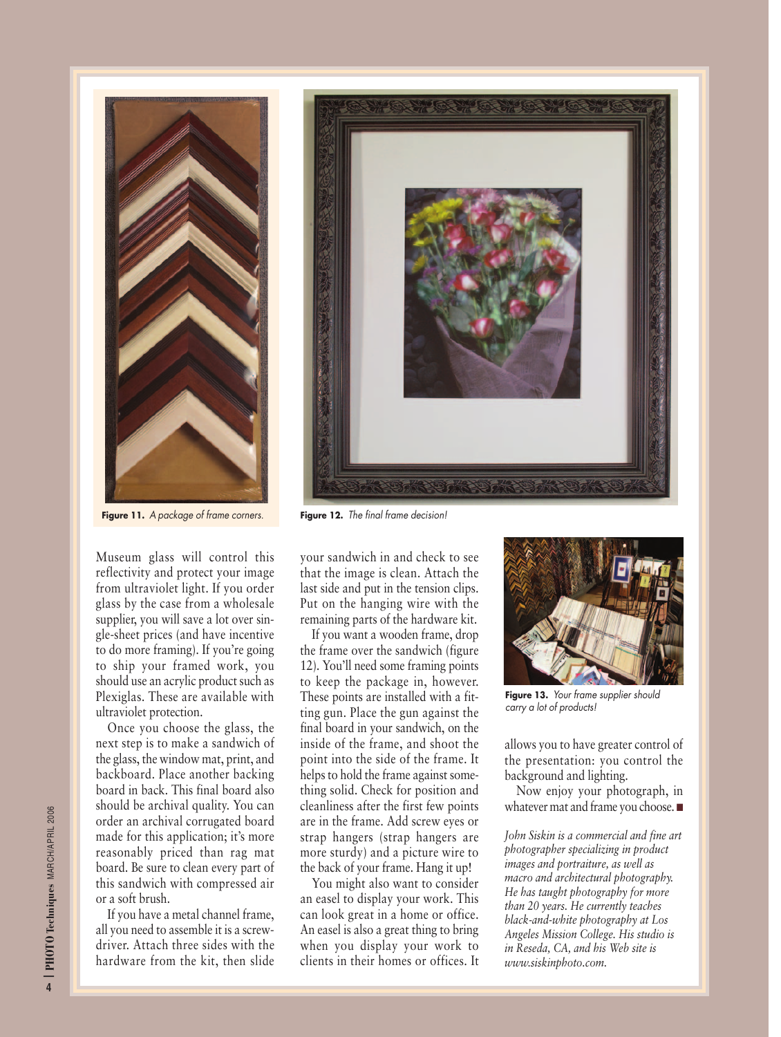Figure 11. *A package of frame corners.*

Figure 12. *The final frame decision!*

Museum glass will control this reflectivity and protect your image from ultraviolet light. If you order glass by the case from a wholesale supplier, you will save a lot over single-sheet prices (and have incentive to do more framing). If you're going to ship your framed work, you should use an acrylic product such as Plexiglas. These are available with ultraviolet protection.

Once you choose the glass, the next step is to make a sandwich of the glass, the window mat, print, and backboard. Place another backing board in back. This final board also should be archival quality. You can order an archival corrugated board made for this application; it's more reasonably priced than rag mat board. Be sure to clean every part of this sandwich with compressed air or a soft brush.

If you have a metal channel frame, all you need to assemble it is a screwdriver. Attach three sides with the hardware from the kit, then slide your sandwich in and check to see that the image is clean. Attach the last side and put in the tension clips. Put on the hanging wire with the remaining parts of the hardware kit.

If you want a wooden frame, drop the frame over the sandwich (figure 12). You'll need some framing points to keep the package in, however. These points are installed with a fitting gun. Place the gun against the final board in your sandwich, on the inside of the frame, and shoot the point into the side of the frame. It helps to hold the frame against something solid. Check for position and cleanliness after the first few points are in the frame. Add screw eyes or strap hangers (strap hangers are more sturdy) and a picture wire to the back of your frame. Hang it up!

You might also want to consider an easel to display your work. This can look great in a home or office. An easel is also a great thing to bring when you display your work to clients in their homes or offices. It allows you to have greater control of the presentation: you control the background and lighting.

Figure 13. *Your frame supplier should carry a lot of products!*

Now enjoy your photograph, in whatever mat and frame you choose. ■

*John Siskin is a commercial and fine art photographer specializing in product images and portraiture, as well as macro and architectural photography. He has taught photography for more than 20 years. He currently teaches black-and-white photography at Los Angeles Mission College. His studio is in Reseda, CA, and his Web site is www.siskinphoto.com.*